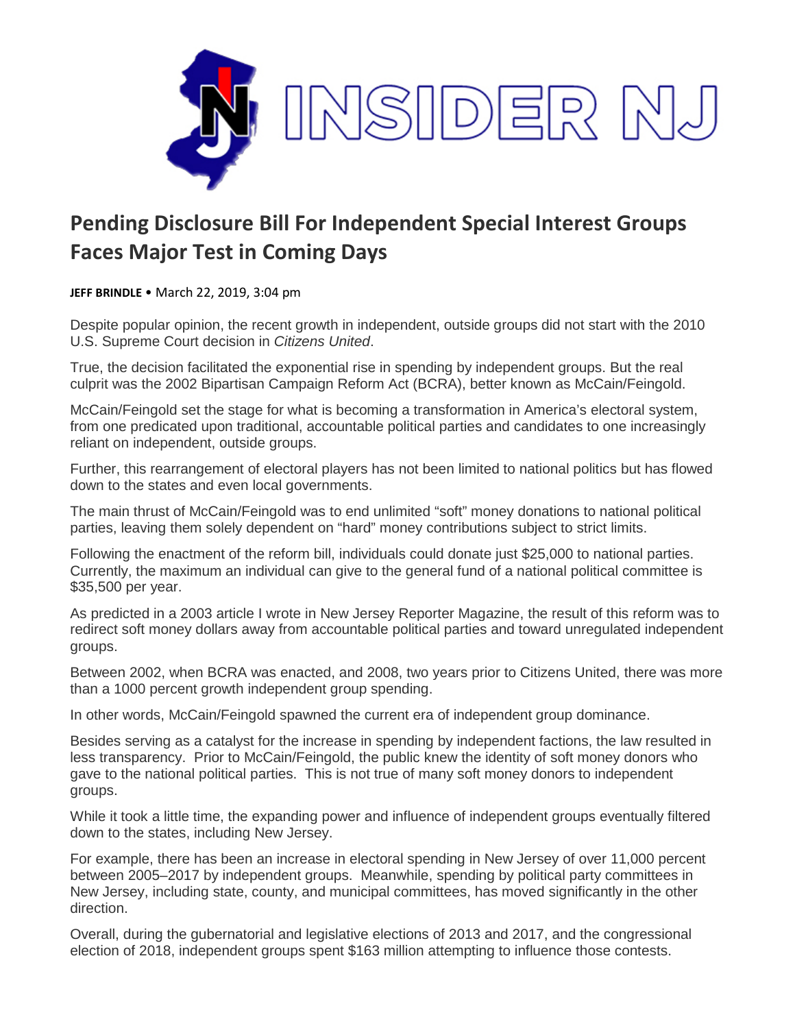# Pending Disclosure Bill For Independent Special Interest Groups Faces Major Test in Coming Days

**JEFF BRINDLE** • March 22, 2019, 3:04 pm

Despite popular opinion, the recent growth in independent, outside groups did not start with the 2010 U.S. Supreme Court decision in *Citizens United*.

True, the decision facilitated the exponential rise in spending by independent groups. But the real culprit was the 2002 Bipartisan Campaign Reform Act (BCRA), better known as McCain/Feingold.

McCain/Feingold set the stage for what is becoming a transformation in America's electoral system, from one predicated upon traditional, accountable political parties and candidates to one increasingly reliant on independent, outside groups.

Further, this rearrangement of electoral players has not been limited to national politics but has flowed down to the states and even local governments.

The main thrust of McCain/Feingold was to end unlimited "soft" money donations to national political parties, leaving them solely dependent on "hard" money contributions subject to strict limits.

Following the enactment of the reform bill, individuals could donate just $25,000 to national parties. Currently, the maximum an individual can give to the general fund of a national political committee is $35,500 per year.

As predicted in a 2003 article I wrote in New Jersey Reporter Magazine, the result of this reform was to redirect soft money dollars away from accountable political parties and toward unregulated independent groups.

Between 2002, when BCRA was enacted, and 2008, two years prior to Citizens United, there was more than a 1000 percent growth independent group spending.

In other words, McCain/Feingold spawned the current era of independent group dominance.

Besides serving as a catalyst for the increase in spending by independent factions, the law resulted in less transparency. Prior to McCain/Feingold, the public knew the identity of soft money donors who gave to the national political parties. This is not true of many soft money donors to independent groups.

While it took a little time, the expanding power and influence of independent groups eventually filtered down to the states, including New Jersey.

For example, there has been an increase in electoral spending in New Jersey of over 11,000 percent between 2005–2017 by independent groups. Meanwhile, spending by political party committees in New Jersey, including state, county, and municipal committees, has moved significantly in the other direction.

Overall, during the gubernatorial and legislative elections of 2013 and 2017, and the congressional election of 2018, independent groups spent $163 million attempting to influence those contests.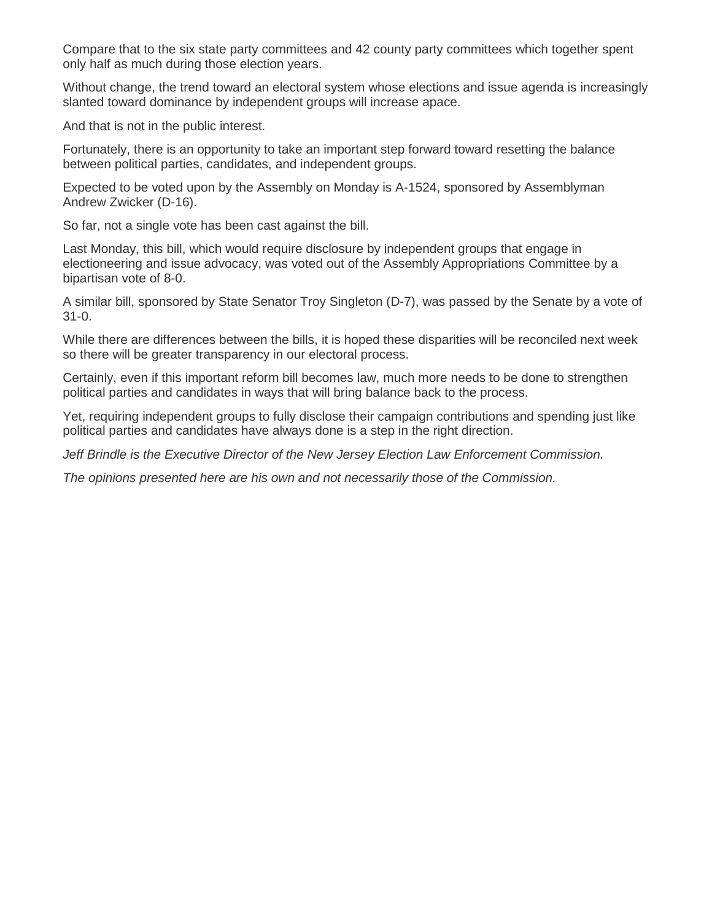Compare that to the six state party committees and 42 county party committees which together spent only half as much during those election years.

Without change, the trend toward an electoral system whose elections and issue agenda is increasingly slanted toward dominance by independent groups will increase apace.

And that is not in the public interest.

Fortunately, there is an opportunity to take an important step forward toward resetting the balance between political parties, candidates, and independent groups.

Expected to be voted upon by the Assembly on Monday is A-1524, sponsored by Assemblyman Andrew Zwicker (D-16).

So far, not a single vote has been cast against the bill.

Last Monday, this bill, which would require disclosure by independent groups that engage in electioneering and issue advocacy, was voted out of the Assembly Appropriations Committee by a bipartisan vote of 8-0.

A similar bill, sponsored by State Senator Troy Singleton (D-7), was passed by the Senate by a vote of 31-0.

While there are differences between the bills, it is hoped these disparities will be reconciled next week so there will be greater transparency in our electoral process.

Certainly, even if this important reform bill becomes law, much more needs to be done to strengthen political parties and candidates in ways that will bring balance back to the process.

Yet, requiring independent groups to fully disclose their campaign contributions and spending just like political parties and candidates have always done is a step in the right direction.

*Jeff Brindle is the Executive Director of the New Jersey Election Law Enforcement Commission.*

*The opinions presented here are his own and not necessarily those of the Commission.*